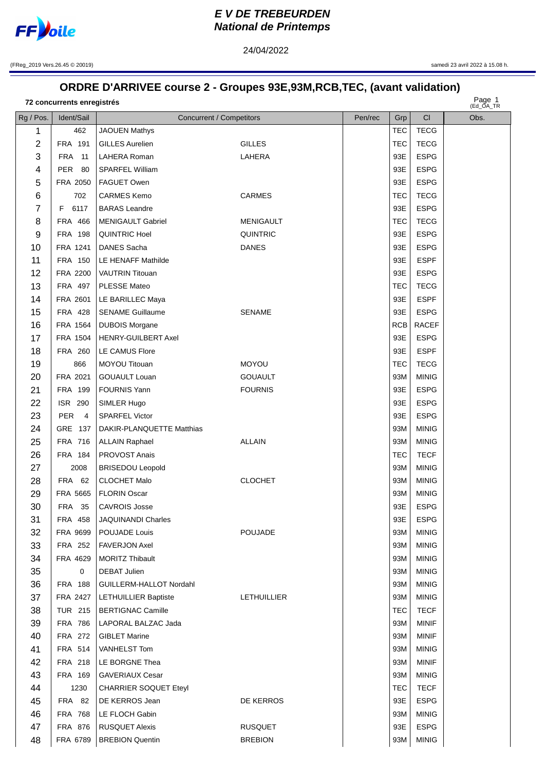# E V DE TREBEURDEN
## National de Printemps

24/04/2022

(FReg_2019 Vers.26.45 © 20019) samedi 23 avril 2022 à 15.08 h.

# ORDRE D'ARRIVEE course 2 - Groupes 93E,93M,RCB,TEC, (avant validation)

**72 concurrents enregistrés**

Page 1 (Ed_OA_TR

| Rg / Pos. | Ident/Sail | Concurrent / Competitors | | Pen/rec | Grp | Cl | Obs. |
|---|---|---|---|---|---|---|---|
| 1 | 462 | JAOUEN Mathys | | | TEC | TECG | |
| 2 | FRA 191 | GILLES Aurelien | GILLES | | TEC | TECG | |
| 3 | FRA 11 | LAHERA Roman | LAHERA | | 93E | ESPG | |
| 4 | PER 80 | SPARFEL William | | | 93E | ESPG | |
| 5 | FRA 2050 | FAGUET Owen | | | 93E | ESPG | |
| 6 | 702 | CARMES Kemo | CARMES | | TEC | TECG | |
| 7 | F 6117 | BARAS Leandre | | | 93E | ESPG | |
| 8 | FRA 466 | MENIGAULT Gabriel | MENIGAULT | | TEC | TECG | |
| 9 | FRA 198 | QUINTRIC Hoel | QUINTRIC | | 93E | ESPG | |
| 10 | FRA 1241 | DANES Sacha | DANES | | 93E | ESPG | |
| 11 | FRA 150 | LE HENAFF Mathilde | | | 93E | ESPF | |
| 12 | FRA 2200 | VAUTRIN Titouan | | | 93E | ESPG | |
| 13 | FRA 497 | PLESSE Mateo | | | TEC | TECG | |
| 14 | FRA 2601 | LE BARILLEC Maya | | | 93E | ESPF | |
| 15 | FRA 428 | SENAME Guillaume | SENAME | | 93E | ESPG | |
| 16 | FRA 1564 | DUBOIS Morgane | | | RCB | RACEF | |
| 17 | FRA 1504 | HENRY-GUILBERT Axel | | | 93E | ESPG | |
| 18 | FRA 260 | LE CAMUS Flore | | | 93E | ESPF | |
| 19 | 866 | MOYOU Titouan | MOYOU | | TEC | TECG | |
| 20 | FRA 2021 | GOUAULT Louan | GOUAULT | | 93M | MINIG | |
| 21 | FRA 199 | FOURNIS Yann | FOURNIS | | 93E | ESPG | |
| 22 | ISR 290 | SIMLER Hugo | | | 93E | ESPG | |
| 23 | PER 4 | SPARFEL Victor | | | 93E | ESPG | |
| 24 | GRE 137 | DAKIR-PLANQUETTE Matthias | | | 93M | MINIG | |
| 25 | FRA 716 | ALLAIN Raphael | ALLAIN | | 93M | MINIG | |
| 26 | FRA 184 | PROVOST Anais | | | TEC | TECF | |
| 27 | 2008 | BRISEDOU Leopold | | | 93M | MINIG | |
| 28 | FRA 62 | CLOCHET Malo | CLOCHET | | 93M | MINIG | |
| 29 | FRA 5665 | FLORIN Oscar | | | 93M | MINIG | |
| 30 | FRA 35 | CAVROIS Josse | | | 93E | ESPG | |
| 31 | FRA 458 | JAQUINANDI Charles | | | 93E | ESPG | |
| 32 | FRA 9699 | POUJADE Louis | POUJADE | | 93M | MINIG | |
| 33 | FRA 252 | FAVERJON Axel | | | 93M | MINIG | |
| 34 | FRA 4629 | MORITZ Thibault | | | 93M | MINIG | |
| 35 | 0 | DEBAT Julien | | | 93M | MINIG | |
| 36 | FRA 188 | GUILLERM-HALLOT Nordahl | | | 93M | MINIG | |
| 37 | FRA 2427 | LETHUILLIER Baptiste | LETHUILLIER | | 93M | MINIG | |
| 38 | TUR 215 | BERTIGNAC Camille | | | TEC | TECF | |
| 39 | FRA 786 | LAPORAL BALZAC Jada | | | 93M | MINIF | |
| 40 | FRA 272 | GIBLET Marine | | | 93M | MINIF | |
| 41 | FRA 514 | VANHELST Tom | | | 93M | MINIG | |
| 42 | FRA 218 | LE BORGNE Thea | | | 93M | MINIF | |
| 43 | FRA 169 | GAVERIAUX Cesar | | | 93M | MINIG | |
| 44 | 1230 | CHARRIER SOQUET Eteyl | | | TEC | TECF | |
| 45 | FRA 82 | DE KERROS Jean | DE KERROS | | 93E | ESPG | |
| 46 | FRA 768 | LE FLOCH Gabin | | | 93M | MINIG | |
| 47 | FRA 876 | RUSQUET Alexis | RUSQUET | | 93E | ESPG | |
| 48 | FRA 6789 | BREBION Quentin | BREBION | | 93M | MINIG | |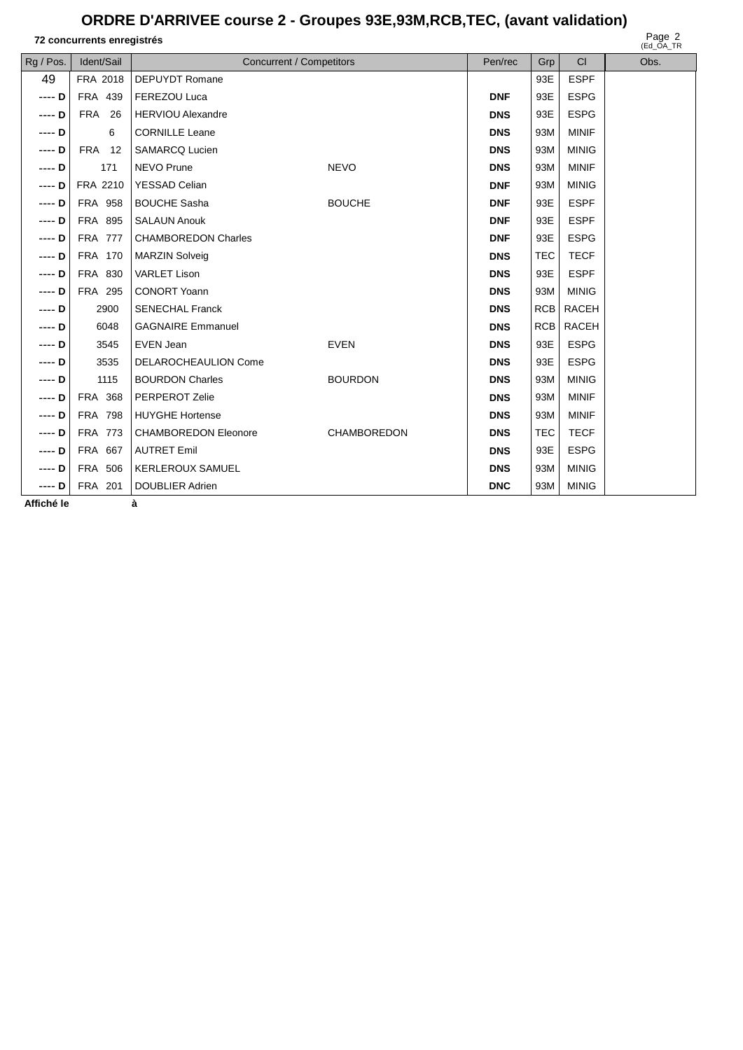# ORDRE D'ARRIVEE course 2 - Groupes 93E,93M,RCB,TEC, (avant validation)

**72 concurrents enregistrés**

(Ed_OA_TR

| Rg / Pos. | Ident/Sail | Concurrent / Competitors | | Pen/rec | Grp | Cl | Obs. |
|---|---|---|---|---|---|---|---|
| 49 | FRA 2018 | DEPUYDT Romane | | | 93E | ESPF | |
| ---- D | FRA 439 | FEREZOU Luca | | DNF | 93E | ESPG | |
| ---- D | FRA 26 | HERVIOU Alexandre | | DNS | 93E | ESPG | |
| ---- D | 6 | CORNILLE Leane | | DNS | 93M | MINIF | |
| ---- D | FRA 12 | SAMARCQ Lucien | | DNS | 93M | MINIG | |
| ---- D | 171 | NEVO Prune | NEVO | DNS | 93M | MINIF | |
| ---- D | FRA 2210 | YESSAD Celian | | DNF | 93M | MINIG | |
| ---- D | FRA 958 | BOUCHE Sasha | BOUCHE | DNF | 93E | ESPF | |
| ---- D | FRA 895 | SALAUN Anouk | | DNF | 93E | ESPF | |
| ---- D | FRA 777 | CHAMBOREDON Charles | | DNF | 93E | ESPG | |
| ---- D | FRA 170 | MARZIN Solveig | | DNS | TEC | TECF | |
| ---- D | FRA 830 | VARLET Lison | | DNS | 93E | ESPF | |
| ---- D | FRA 295 | CONORT Yoann | | DNS | 93M | MINIG | |
| ---- D | 2900 | SENECHAL Franck | | DNS | RCB | RACEH | |
| ---- D | 6048 | GAGNAIRE Emmanuel | | DNS | RCB | RACEH | |
| ---- D | 3545 | EVEN Jean | EVEN | DNS | 93E | ESPG | |
| ---- D | 3535 | DELAROCHEAULION Come | | DNS | 93E | ESPG | |
| ---- D | 1115 | BOURDON Charles | BOURDON | DNS | 93M | MINIG | |
| ---- D | FRA 368 | PERPEROT Zelie | | DNS | 93M | MINIF | |
| ---- D | FRA 798 | HUYGHE Hortense | | DNS | 93M | MINIF | |
| ---- D | FRA 773 | CHAMBOREDON Eleonore | CHAMBOREDON | DNS | TEC | TECF | |
| ---- D | FRA 667 | AUTRET Emil | | DNS | 93E | ESPG | |
| ---- D | FRA 506 | KERLEROUX SAMUEL | | DNS | 93M | MINIG | |
| ---- D | FRA 201 | DOUBLIER Adrien | | DNC | 93M | MINIG | |

**Affiché le** **à**